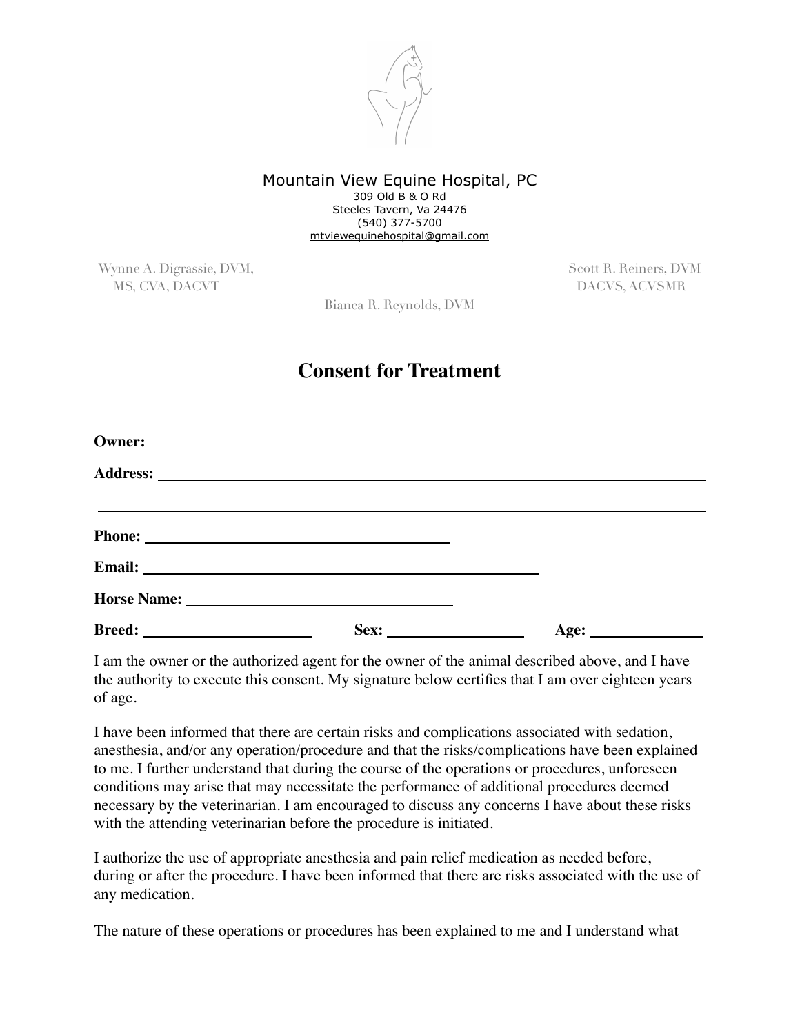Mountain View Equine Hospital, PC
309 Old B & O Rd
Steeles Tavern, Va 24476
(540) 377-5700
mtviewequinehospital@gmail.com

Wynne A. Digrassie, DVM, MS, CVA, DACVT

Scott R. Reiners, DVM DACVS, ACVSMR

Bianca R. Reynolds, DVM

# Consent for Treatment

**Owner:** ______________________________

**Address:** ______________________________________________________________

______________________________________________________________

**Phone:** ______________________________

**Email:** ______________________________________

**Horse Name:** ____________________________

**Breed:** __________________ **Sex:** _______________ **Age:** ____________

I am the owner or the authorized agent for the owner of the animal described above, and I have the authority to execute this consent. My signature below certifies that I am over eighteen years of age.

I have been informed that there are certain risks and complications associated with sedation, anesthesia, and/or any operation/procedure and that the risks/complications have been explained to me. I further understand that during the course of the operations or procedures, unforeseen conditions may arise that may necessitate the performance of additional procedures deemed necessary by the veterinarian. I am encouraged to discuss any concerns I have about these risks with the attending veterinarian before the procedure is initiated.

I authorize the use of appropriate anesthesia and pain relief medication as needed before, during or after the procedure. I have been informed that there are risks associated with the use of any medication.

The nature of these operations or procedures has been explained to me and I understand what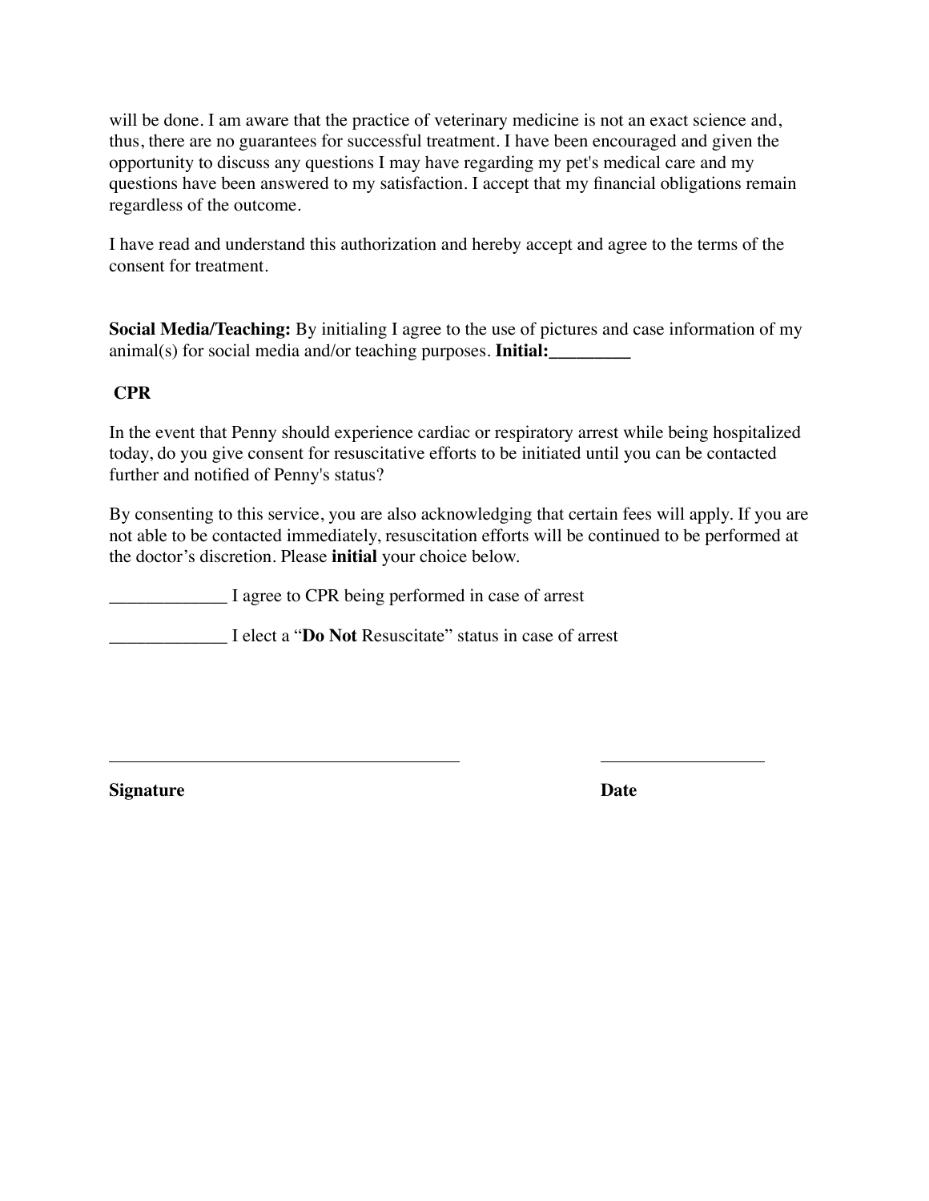will be done. I am aware that the practice of veterinary medicine is not an exact science and, thus, there are no guarantees for successful treatment. I have been encouraged and given the opportunity to discuss any questions I may have regarding my pet's medical care and my questions have been answered to my satisfaction. I accept that my financial obligations remain regardless of the outcome.

I have read and understand this authorization and hereby accept and agree to the terms of the consent for treatment.

**Social Media/Teaching:** By initialing I agree to the use of pictures and case information of my animal(s) for social media and/or teaching purposes. **Initial:_________**

**CPR**

In the event that Penny should experience cardiac or respiratory arrest while being hospitalized today, do you give consent for resuscitative efforts to be initiated until you can be contacted further and notified of Penny's status?

By consenting to this service, you are also acknowledging that certain fees will apply. If you are not able to be contacted immediately, resuscitation efforts will be continued to be performed at the doctor's discretion. Please **initial** your choice below.

_____________ I agree to CPR being performed in case of arrest

_____________ I elect a "**Do Not** Resuscitate" status in case of arrest

________________________________________ ___________________

**Signature** **Date**